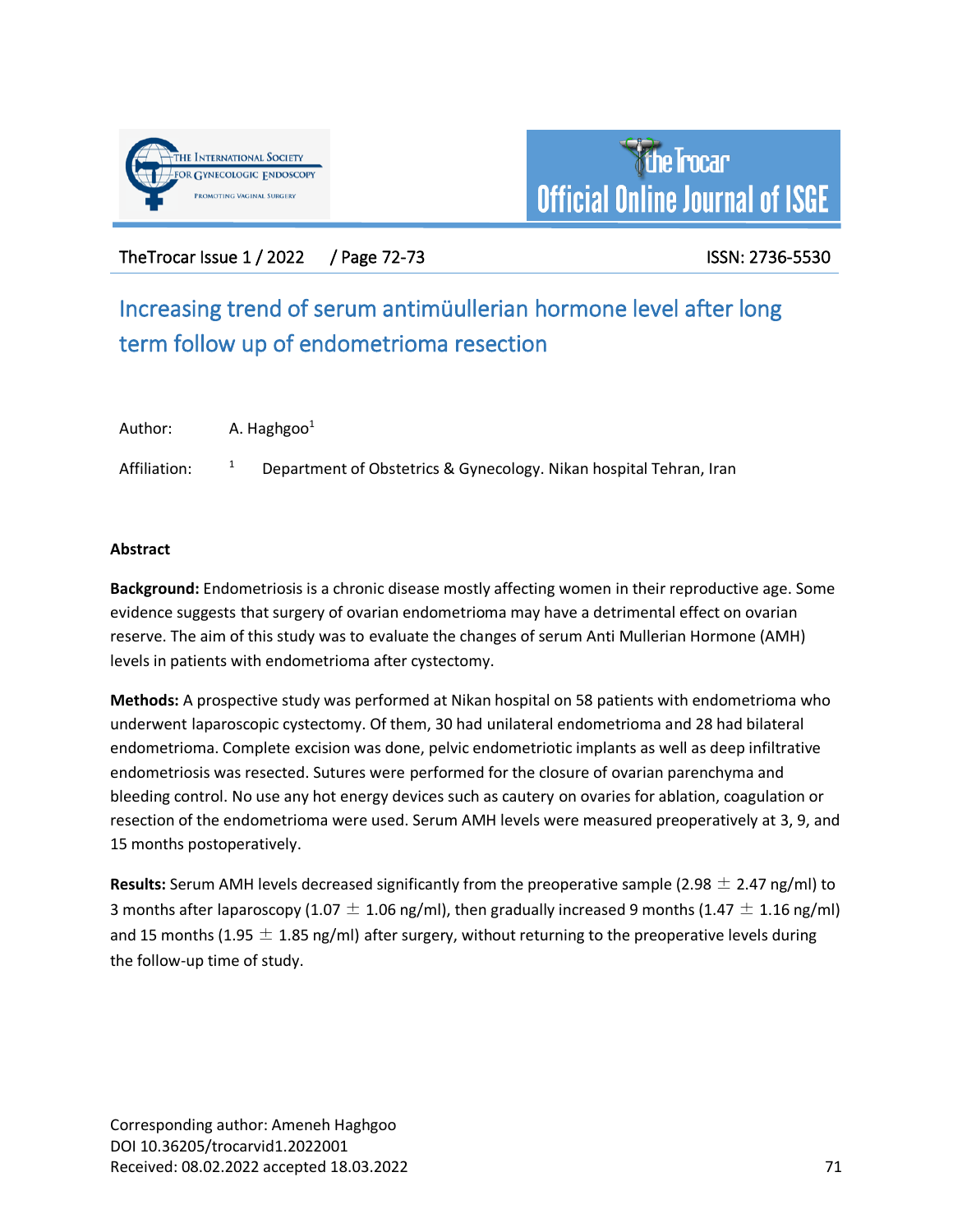# Increasing trend of serum antimüullerian hormone level after long term follow up of endometrioma resection

Author: A. Haghgoo[1]

Affiliation: [1] Department of Obstetrics & Gynecology. Nikan hospital Tehran, Iran

## Abstract

**Background:** Endometriosis is a chronic disease mostly affecting women in their reproductive age. Some evidence suggests that surgery of ovarian endometrioma may have a detrimental effect on ovarian reserve. The aim of this study was to evaluate the changes of serum Anti Mullerian Hormone (AMH) levels in patients with endometrioma after cystectomy.

**Methods:** A prospective study was performed at Nikan hospital on 58 patients with endometrioma who underwent laparoscopic cystectomy. Of them, 30 had unilateral endometrioma and 28 had bilateral endometrioma. Complete excision was done, pelvic endometriotic implants as well as deep infiltrative endometriosis was resected. Sutures were performed for the closure of ovarian parenchyma and bleeding control. No use any hot energy devices such as cautery on ovaries for ablation, coagulation or resection of the endometrioma were used. Serum AMH levels were measured preoperatively at 3, 9, and 15 months postoperatively.

**Results:** Serum AMH levels decreased significantly from the preoperative sample (2.98 $\pm$ 2.47 ng/ml) to 3 months after laparoscopy (1.07 $\pm$ 1.06 ng/ml), then gradually increased 9 months (1.47 $\pm$ 1.16 ng/ml) and 15 months (1.95 $\pm$ 1.85 ng/ml) after surgery, without returning to the preoperative levels during the follow-up time of study.

Corresponding author: Ameneh Haghgoo
DOI 10.36205/trocarvid1.2022001
Received: 08.02.2022 accepted 18.03.2022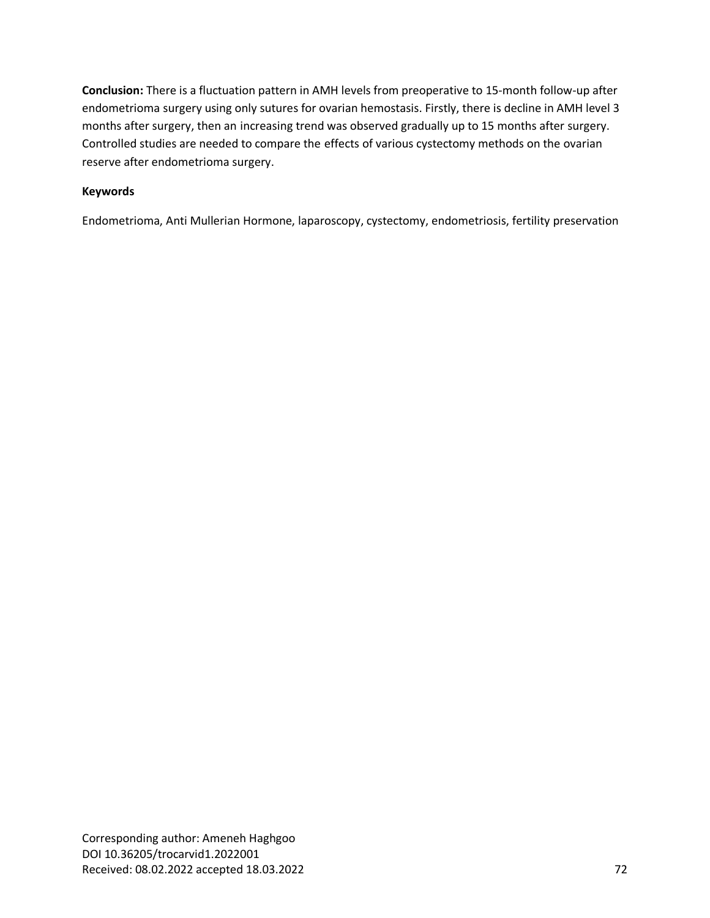**Conclusion:** There is a fluctuation pattern in AMH levels from preoperative to 15-month follow-up after endometrioma surgery using only sutures for ovarian hemostasis. Firstly, there is decline in AMH level 3 months after surgery, then an increasing trend was observed gradually up to 15 months after surgery. Controlled studies are needed to compare the effects of various cystectomy methods on the ovarian reserve after endometrioma surgery.

**Keywords**

Endometrioma, Anti Mullerian Hormone, laparoscopy, cystectomy, endometriosis, fertility preservation

Corresponding author: Ameneh Haghgoo
DOI 10.36205/trocarvid1.2022001
Received: 08.02.2022 accepted 18.03.2022